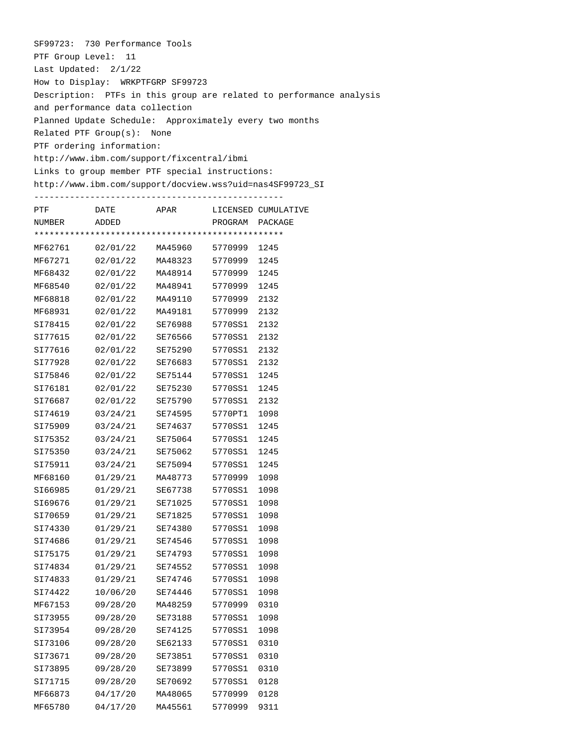SF99723: 730 Performance Tools

PTF Group Level: 11

Last Updated: 2/1/22

How to Display: WRKPTFGRP SF99723

Description: PTFs in this group are related to performance analysis and performance data collection

Planned Update Schedule: Approximately every two months

Related PTF Group(s): None

PTF ordering information:

http://www.ibm.com/support/fixcentral/ibmi

Links to group member PTF special instructions:

http://www.ibm.com/support/docview.wss?uid=nas4SF99723_SI

| PTF NUMBER | DATE ADDED | APAR | LICENSED PROGRAM | CUMULATIVE PACKAGE |
|---|---|---|---|---|
| MF62761 | 02/01/22 | MA45960 | 5770999 | 1245 |
| MF67271 | 02/01/22 | MA48323 | 5770999 | 1245 |
| MF68432 | 02/01/22 | MA48914 | 5770999 | 1245 |
| MF68540 | 02/01/22 | MA48941 | 5770999 | 1245 |
| MF68818 | 02/01/22 | MA49110 | 5770999 | 2132 |
| MF68931 | 02/01/22 | MA49181 | 5770999 | 2132 |
| SI78415 | 02/01/22 | SE76988 | 5770SS1 | 2132 |
| SI77615 | 02/01/22 | SE76566 | 5770SS1 | 2132 |
| SI77616 | 02/01/22 | SE75290 | 5770SS1 | 2132 |
| SI77928 | 02/01/22 | SE76683 | 5770SS1 | 2132 |
| SI75846 | 02/01/22 | SE75144 | 5770SS1 | 1245 |
| SI76181 | 02/01/22 | SE75230 | 5770SS1 | 1245 |
| SI76687 | 02/01/22 | SE75790 | 5770SS1 | 2132 |
| SI74619 | 03/24/21 | SE74595 | 5770PT1 | 1098 |
| SI75909 | 03/24/21 | SE74637 | 5770SS1 | 1245 |
| SI75352 | 03/24/21 | SE75064 | 5770SS1 | 1245 |
| SI75350 | 03/24/21 | SE75062 | 5770SS1 | 1245 |
| SI75911 | 03/24/21 | SE75094 | 5770SS1 | 1245 |
| MF68160 | 01/29/21 | MA48773 | 5770999 | 1098 |
| SI66985 | 01/29/21 | SE67738 | 5770SS1 | 1098 |
| SI69676 | 01/29/21 | SE71025 | 5770SS1 | 1098 |
| SI70659 | 01/29/21 | SE71825 | 5770SS1 | 1098 |
| SI74330 | 01/29/21 | SE74380 | 5770SS1 | 1098 |
| SI74686 | 01/29/21 | SE74546 | 5770SS1 | 1098 |
| SI75175 | 01/29/21 | SE74793 | 5770SS1 | 1098 |
| SI74834 | 01/29/21 | SE74552 | 5770SS1 | 1098 |
| SI74833 | 01/29/21 | SE74746 | 5770SS1 | 1098 |
| SI74422 | 10/06/20 | SE74446 | 5770SS1 | 1098 |
| MF67153 | 09/28/20 | MA48259 | 5770999 | 0310 |
| SI73955 | 09/28/20 | SE73188 | 5770SS1 | 1098 |
| SI73954 | 09/28/20 | SE74125 | 5770SS1 | 1098 |
| SI73106 | 09/28/20 | SE62133 | 5770SS1 | 0310 |
| SI73671 | 09/28/20 | SE73851 | 5770SS1 | 0310 |
| SI73895 | 09/28/20 | SE73899 | 5770SS1 | 0310 |
| SI71715 | 09/28/20 | SE70692 | 5770SS1 | 0128 |
| MF66873 | 04/17/20 | MA48065 | 5770999 | 0128 |
| MF65780 | 04/17/20 | MA45561 | 5770999 | 9311 |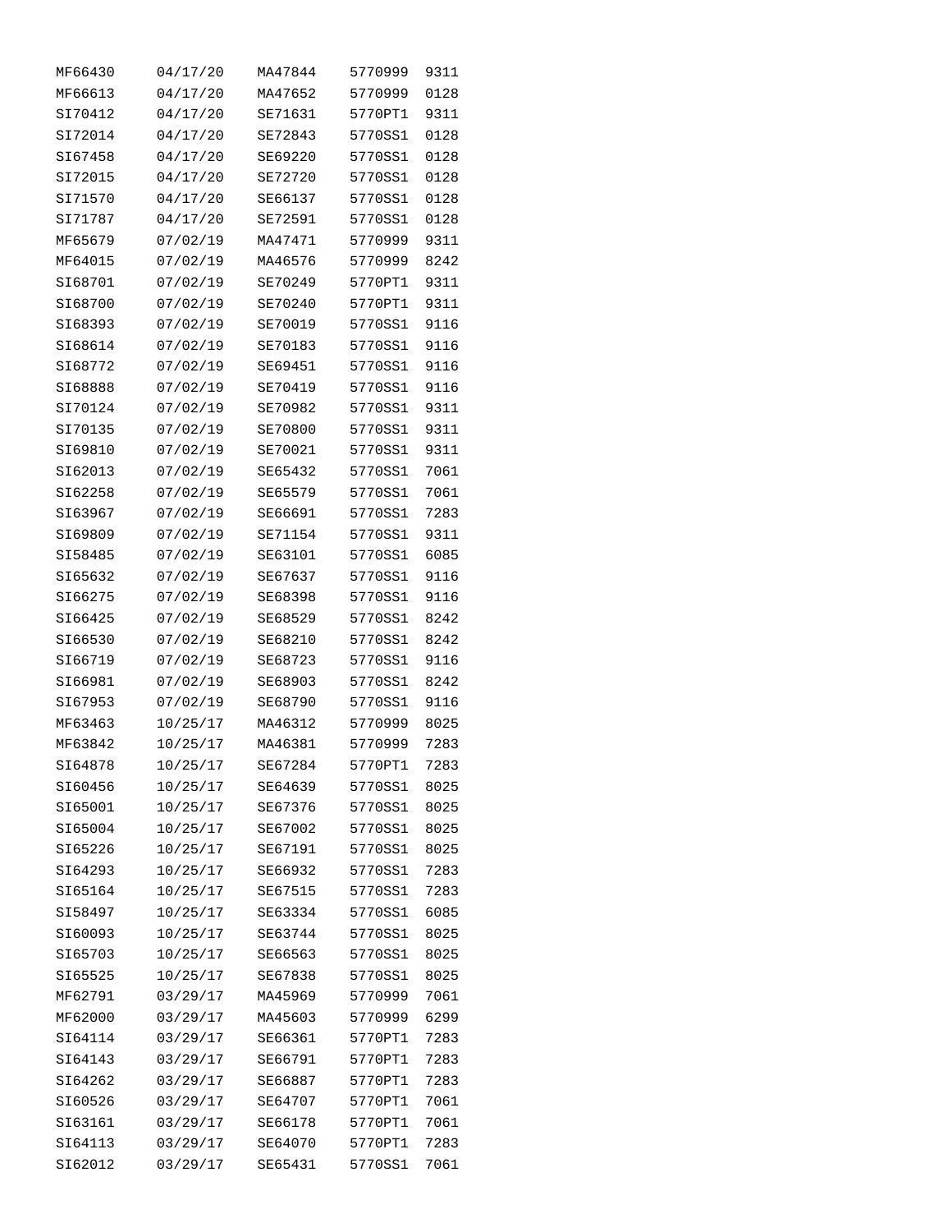| | | | | |
|---|---|---|---|---|
| MF66430 | 04/17/20 | MA47844 | 5770999 | 9311 |
| MF66613 | 04/17/20 | MA47652 | 5770999 | 0128 |
| SI70412 | 04/17/20 | SE71631 | 5770PT1 | 9311 |
| SI72014 | 04/17/20 | SE72843 | 5770SS1 | 0128 |
| SI67458 | 04/17/20 | SE69220 | 5770SS1 | 0128 |
| SI72015 | 04/17/20 | SE72720 | 5770SS1 | 0128 |
| SI71570 | 04/17/20 | SE66137 | 5770SS1 | 0128 |
| SI71787 | 04/17/20 | SE72591 | 5770SS1 | 0128 |
| MF65679 | 07/02/19 | MA47471 | 5770999 | 9311 |
| MF64015 | 07/02/19 | MA46576 | 5770999 | 8242 |
| SI68701 | 07/02/19 | SE70249 | 5770PT1 | 9311 |
| SI68700 | 07/02/19 | SE70240 | 5770PT1 | 9311 |
| SI68393 | 07/02/19 | SE70019 | 5770SS1 | 9116 |
| SI68614 | 07/02/19 | SE70183 | 5770SS1 | 9116 |
| SI68772 | 07/02/19 | SE69451 | 5770SS1 | 9116 |
| SI68888 | 07/02/19 | SE70419 | 5770SS1 | 9116 |
| SI70124 | 07/02/19 | SE70982 | 5770SS1 | 9311 |
| SI70135 | 07/02/19 | SE70800 | 5770SS1 | 9311 |
| SI69810 | 07/02/19 | SE70021 | 5770SS1 | 9311 |
| SI62013 | 07/02/19 | SE65432 | 5770SS1 | 7061 |
| SI62258 | 07/02/19 | SE65579 | 5770SS1 | 7061 |
| SI63967 | 07/02/19 | SE66691 | 5770SS1 | 7283 |
| SI69809 | 07/02/19 | SE71154 | 5770SS1 | 9311 |
| SI58485 | 07/02/19 | SE63101 | 5770SS1 | 6085 |
| SI65632 | 07/02/19 | SE67637 | 5770SS1 | 9116 |
| SI66275 | 07/02/19 | SE68398 | 5770SS1 | 9116 |
| SI66425 | 07/02/19 | SE68529 | 5770SS1 | 8242 |
| SI66530 | 07/02/19 | SE68210 | 5770SS1 | 8242 |
| SI66719 | 07/02/19 | SE68723 | 5770SS1 | 9116 |
| SI66981 | 07/02/19 | SE68903 | 5770SS1 | 8242 |
| SI67953 | 07/02/19 | SE68790 | 5770SS1 | 9116 |
| MF63463 | 10/25/17 | MA46312 | 5770999 | 8025 |
| MF63842 | 10/25/17 | MA46381 | 5770999 | 7283 |
| SI64878 | 10/25/17 | SE67284 | 5770PT1 | 7283 |
| SI60456 | 10/25/17 | SE64639 | 5770SS1 | 8025 |
| SI65001 | 10/25/17 | SE67376 | 5770SS1 | 8025 |
| SI65004 | 10/25/17 | SE67002 | 5770SS1 | 8025 |
| SI65226 | 10/25/17 | SE67191 | 5770SS1 | 8025 |
| SI64293 | 10/25/17 | SE66932 | 5770SS1 | 7283 |
| SI65164 | 10/25/17 | SE67515 | 5770SS1 | 7283 |
| SI58497 | 10/25/17 | SE63334 | 5770SS1 | 6085 |
| SI60093 | 10/25/17 | SE63744 | 5770SS1 | 8025 |
| SI65703 | 10/25/17 | SE66563 | 5770SS1 | 8025 |
| SI65525 | 10/25/17 | SE67838 | 5770SS1 | 8025 |
| MF62791 | 03/29/17 | MA45969 | 5770999 | 7061 |
| MF62000 | 03/29/17 | MA45603 | 5770999 | 6299 |
| SI64114 | 03/29/17 | SE66361 | 5770PT1 | 7283 |
| SI64143 | 03/29/17 | SE66791 | 5770PT1 | 7283 |
| SI64262 | 03/29/17 | SE66887 | 5770PT1 | 7283 |
| SI60526 | 03/29/17 | SE64707 | 5770PT1 | 7061 |
| SI63161 | 03/29/17 | SE66178 | 5770PT1 | 7061 |
| SI64113 | 03/29/17 | SE64070 | 5770PT1 | 7283 |
| SI62012 | 03/29/17 | SE65431 | 5770SS1 | 7061 |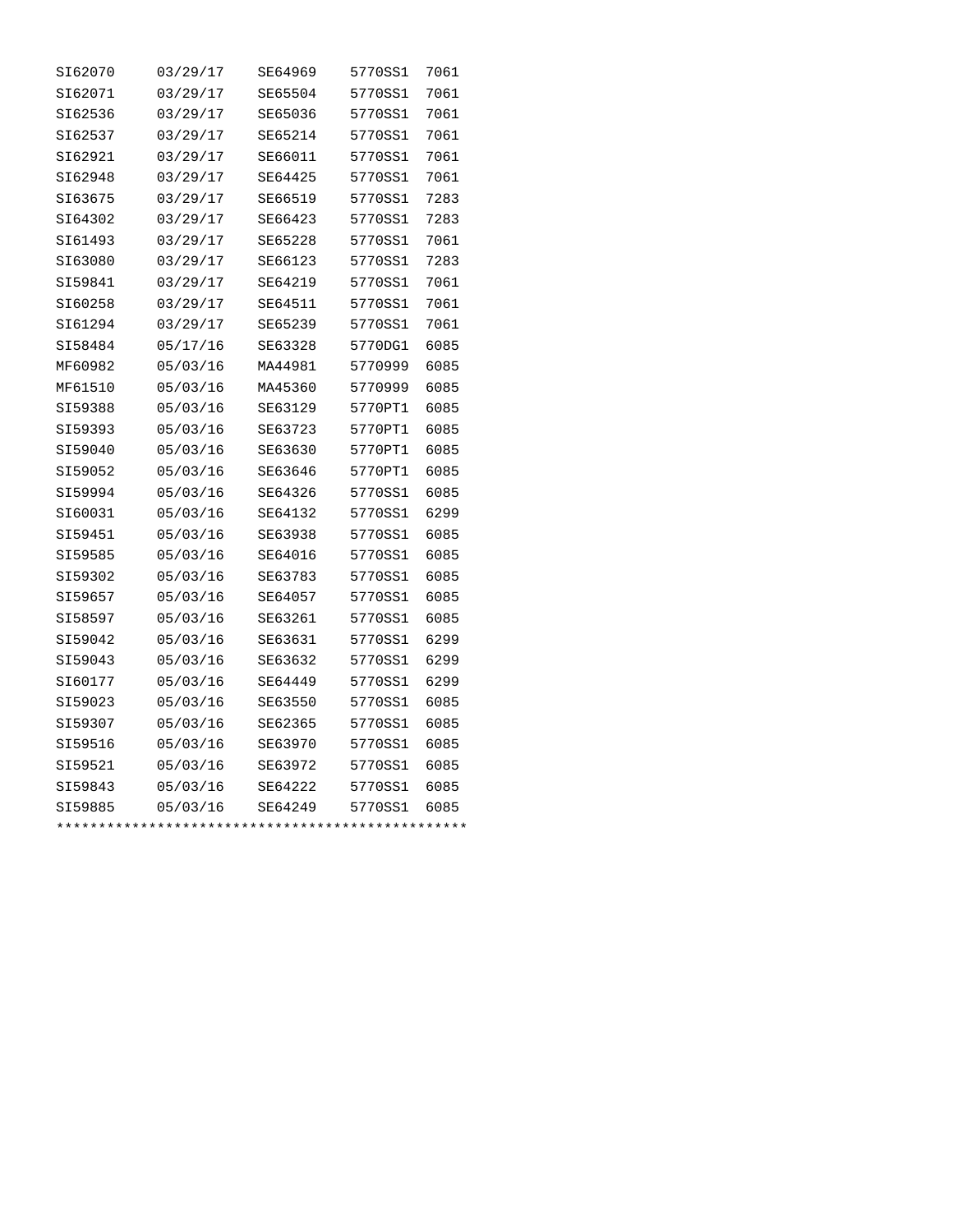| | | | | |
|---|---|---|---|---|
| SI62070 | 03/29/17 | SE64969 | 5770SS1 | 7061 |
| SI62071 | 03/29/17 | SE65504 | 5770SS1 | 7061 |
| SI62536 | 03/29/17 | SE65036 | 5770SS1 | 7061 |
| SI62537 | 03/29/17 | SE65214 | 5770SS1 | 7061 |
| SI62921 | 03/29/17 | SE66011 | 5770SS1 | 7061 |
| SI62948 | 03/29/17 | SE64425 | 5770SS1 | 7061 |
| SI63675 | 03/29/17 | SE66519 | 5770SS1 | 7283 |
| SI64302 | 03/29/17 | SE66423 | 5770SS1 | 7283 |
| SI61493 | 03/29/17 | SE65228 | 5770SS1 | 7061 |
| SI63080 | 03/29/17 | SE66123 | 5770SS1 | 7283 |
| SI59841 | 03/29/17 | SE64219 | 5770SS1 | 7061 |
| SI60258 | 03/29/17 | SE64511 | 5770SS1 | 7061 |
| SI61294 | 03/29/17 | SE65239 | 5770SS1 | 7061 |
| SI58484 | 05/17/16 | SE63328 | 5770DG1 | 6085 |
| MF60982 | 05/03/16 | MA44981 | 5770999 | 6085 |
| MF61510 | 05/03/16 | MA45360 | 5770999 | 6085 |
| SI59388 | 05/03/16 | SE63129 | 5770PT1 | 6085 |
| SI59393 | 05/03/16 | SE63723 | 5770PT1 | 6085 |
| SI59040 | 05/03/16 | SE63630 | 5770PT1 | 6085 |
| SI59052 | 05/03/16 | SE63646 | 5770PT1 | 6085 |
| SI59994 | 05/03/16 | SE64326 | 5770SS1 | 6085 |
| SI60031 | 05/03/16 | SE64132 | 5770SS1 | 6299 |
| SI59451 | 05/03/16 | SE63938 | 5770SS1 | 6085 |
| SI59585 | 05/03/16 | SE64016 | 5770SS1 | 6085 |
| SI59302 | 05/03/16 | SE63783 | 5770SS1 | 6085 |
| SI59657 | 05/03/16 | SE64057 | 5770SS1 | 6085 |
| SI58597 | 05/03/16 | SE63261 | 5770SS1 | 6085 |
| SI59042 | 05/03/16 | SE63631 | 5770SS1 | 6299 |
| SI59043 | 05/03/16 | SE63632 | 5770SS1 | 6299 |
| SI60177 | 05/03/16 | SE64449 | 5770SS1 | 6299 |
| SI59023 | 05/03/16 | SE63550 | 5770SS1 | 6085 |
| SI59307 | 05/03/16 | SE62365 | 5770SS1 | 6085 |
| SI59516 | 05/03/16 | SE63970 | 5770SS1 | 6085 |
| SI59521 | 05/03/16 | SE63972 | 5770SS1 | 6085 |
| SI59843 | 05/03/16 | SE64222 | 5770SS1 | 6085 |
| SI59885 | 05/03/16 | SE64249 | 5770SS1 | 6085 |

*************************************************